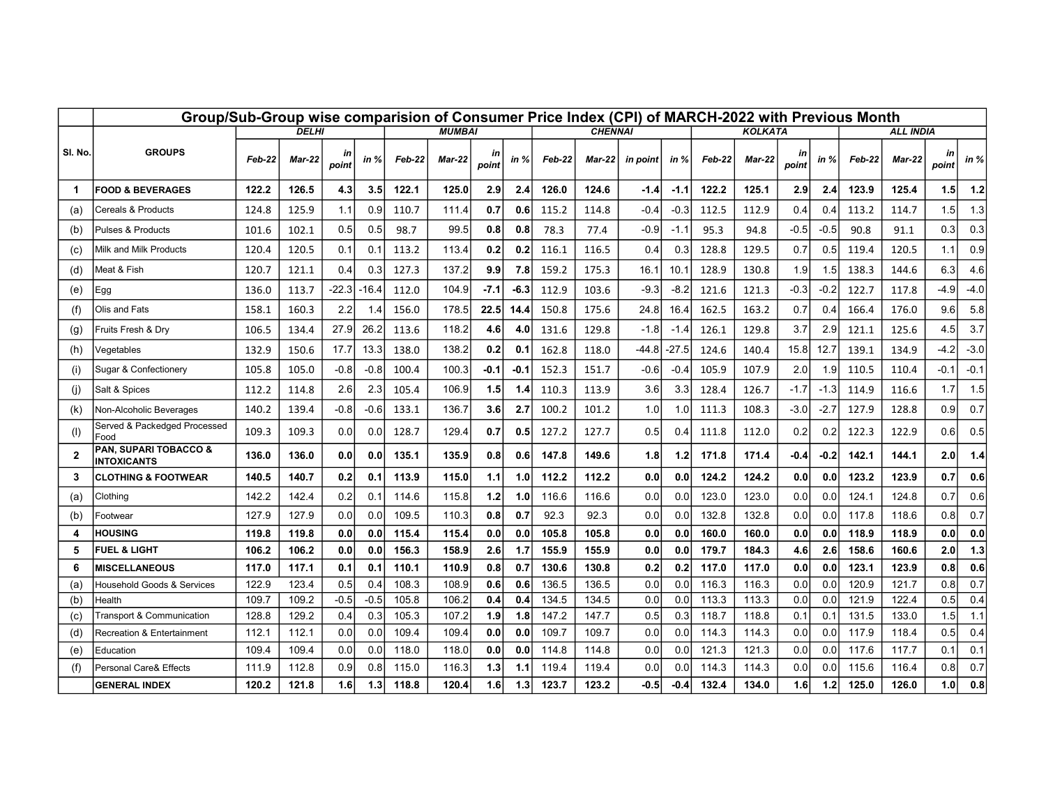| | Group/Sub-Group wise comparision of Consumer Price Index (CPI) of MARCH-2022 with Previous Month | | | | | | | | | | | | | | | | | | | | |
|---|---|---|---|---|---|---|---|---|---|---|---|---|---|---|---|---|---|---|---|---|---|
| Sl. No. | GROUPS | *DELHI* | | | | *MUMBAI* | | | | *CHENNAI* | | | | *KOLKATA* | | | | *ALL INDIA* | | | |
| | | *Feb-22* | *Mar-22* | *in point* | *in %* | *Feb-22* | *Mar-22* | *in point* | *in %* | *Feb-22* | *Mar-22* | *in point* | *in %* | *Feb-22* | *Mar-22* | *in point* | *in %* | *Feb-22* | *Mar-22* | *in point* | *in %* |
| **1** | **FOOD & BEVERAGES** | **122.2** | **126.5** | **4.3** | **3.5** | **122.1** | **125.0** | **2.9** | **2.4** | **126.0** | **124.6** | **-1.4** | **-1.1** | **122.2** | **125.1** | **2.9** | **2.4** | **123.9** | **125.4** | **1.5** | **1.2** |
| (a) | Cereals & Products | 124.8 | 125.9 | 1.1 | 0.9 | 110.7 | 111.4 | **0.7** | **0.6** | 115.2 | 114.8 | -0.4 | -0.3 | 112.5 | 112.9 | 0.4 | 0.4 | 113.2 | 114.7 | 1.5 | 1.3 |
| (b) | Pulses & Products | 101.6 | 102.1 | 0.5 | 0.5 | 98.7 | 99.5 | **0.8** | **0.8** | 78.3 | 77.4 | -0.9 | -1.1 | 95.3 | 94.8 | -0.5 | -0.5 | 90.8 | 91.1 | 0.3 | 0.3 |
| (c) | Milk and Milk Products | 120.4 | 120.5 | 0.1 | 0.1 | 113.2 | 113.4 | **0.2** | **0.2** | 116.1 | 116.5 | 0.4 | 0.3 | 128.8 | 129.5 | 0.7 | 0.5 | 119.4 | 120.5 | 1.1 | 0.9 |
| (d) | Meat & Fish | 120.7 | 121.1 | 0.4 | 0.3 | 127.3 | 137.2 | **9.9** | **7.8** | 159.2 | 175.3 | 16.1 | 10.1 | 128.9 | 130.8 | 1.9 | 1.5 | 138.3 | 144.6 | 6.3 | 4.6 |
| (e) | Egg | 136.0 | 113.7 | -22.3 | -16.4 | 112.0 | 104.9 | **-7.1** | **-6.3** | 112.9 | 103.6 | -9.3 | -8.2 | 121.6 | 121.3 | -0.3 | -0.2 | 122.7 | 117.8 | -4.9 | -4.0 |
| (f) | Olis and Fats | 158.1 | 160.3 | 2.2 | 1.4 | 156.0 | 178.5 | **22.5** | **14.4** | 150.8 | 175.6 | 24.8 | 16.4 | 162.5 | 163.2 | 0.7 | 0.4 | 166.4 | 176.0 | 9.6 | 5.8 |
| (g) | Fruits Fresh & Dry | 106.5 | 134.4 | 27.9 | 26.2 | 113.6 | 118.2 | **4.6** | **4.0** | 131.6 | 129.8 | -1.8 | -1.4 | 126.1 | 129.8 | 3.7 | 2.9 | 121.1 | 125.6 | 4.5 | 3.7 |
| (h) | Vegetables | 132.9 | 150.6 | 17.7 | 13.3 | 138.0 | 138.2 | **0.2** | **0.1** | 162.8 | 118.0 | -44.8 | -27.5 | 124.6 | 140.4 | 15.8 | 12.7 | 139.1 | 134.9 | -4.2 | -3.0 |
| (i) | Sugar & Confectionery | 105.8 | 105.0 | -0.8 | -0.8 | 100.4 | 100.3 | **-0.1** | **-0.1** | 152.3 | 151.7 | -0.6 | -0.4 | 105.9 | 107.9 | 2.0 | 1.9 | 110.5 | 110.4 | -0.1 | -0.1 |
| (j) | Salt & Spices | 112.2 | 114.8 | 2.6 | 2.3 | 105.4 | 106.9 | **1.5** | **1.4** | 110.3 | 113.9 | 3.6 | 3.3 | 128.4 | 126.7 | -1.7 | -1.3 | 114.9 | 116.6 | 1.7 | 1.5 |
| (k) | Non-Alcoholic Beverages | 140.2 | 139.4 | -0.8 | -0.6 | 133.1 | 136.7 | **3.6** | **2.7** | 100.2 | 101.2 | 1.0 | 1.0 | 111.3 | 108.3 | -3.0 | -2.7 | 127.9 | 128.8 | 0.9 | 0.7 |
| (l) | Served & Packedged Processed Food | 109.3 | 109.3 | 0.0 | 0.0 | 128.7 | 129.4 | **0.7** | **0.5** | 127.2 | 127.7 | 0.5 | 0.4 | 111.8 | 112.0 | 0.2 | 0.2 | 122.3 | 122.9 | 0.6 | 0.5 |
| **2** | **PAN, SUPARI TOBACCO & INTOXICANTS** | **136.0** | **136.0** | **0.0** | **0.0** | **135.1** | **135.9** | **0.8** | **0.6** | **147.8** | **149.6** | **1.8** | **1.2** | **171.8** | **171.4** | **-0.4** | **-0.2** | **142.1** | **144.1** | **2.0** | **1.4** |
| **3** | **CLOTHING & FOOTWEAR** | **140.5** | **140.7** | **0.2** | **0.1** | **113.9** | **115.0** | **1.1** | **1.0** | **112.2** | **112.2** | **0.0** | **0.0** | **124.2** | **124.2** | **0.0** | **0.0** | **123.2** | **123.9** | **0.7** | **0.6** |
| (a) | Clothing | 142.2 | 142.4 | 0.2 | 0.1 | 114.6 | 115.8 | **1.2** | **1.0** | 116.6 | 116.6 | 0.0 | 0.0 | 123.0 | 123.0 | 0.0 | 0.0 | 124.1 | 124.8 | 0.7 | 0.6 |
| (b) | Footwear | 127.9 | 127.9 | 0.0 | 0.0 | 109.5 | 110.3 | **0.8** | **0.7** | 92.3 | 92.3 | 0.0 | 0.0 | 132.8 | 132.8 | 0.0 | 0.0 | 117.8 | 118.6 | 0.8 | 0.7 |
| **4** | **HOUSING** | **119.8** | **119.8** | **0.0** | **0.0** | **115.4** | **115.4** | **0.0** | **0.0** | **105.8** | **105.8** | **0.0** | **0.0** | **160.0** | **160.0** | **0.0** | **0.0** | **118.9** | **118.9** | **0.0** | **0.0** |
| **5** | **FUEL & LIGHT** | **106.2** | **106.2** | **0.0** | **0.0** | **156.3** | **158.9** | **2.6** | **1.7** | **155.9** | **155.9** | **0.0** | **0.0** | **179.7** | **184.3** | **4.6** | **2.6** | **158.6** | **160.6** | **2.0** | **1.3** |
| **6** | **MISCELLANEOUS** | **117.0** | **117.1** | **0.1** | **0.1** | **110.1** | **110.9** | **0.8** | **0.7** | **130.6** | **130.8** | **0.2** | **0.2** | **117.0** | **117.0** | **0.0** | **0.0** | **123.1** | **123.9** | **0.8** | **0.6** |
| (a) | Household Goods & Services | 122.9 | 123.4 | 0.5 | 0.4 | 108.3 | 108.9 | **0.6** | **0.6** | 136.5 | 136.5 | 0.0 | 0.0 | 116.3 | 116.3 | 0.0 | 0.0 | 120.9 | 121.7 | 0.8 | 0.7 |
| (b) | Health | 109.7 | 109.2 | -0.5 | -0.5 | 105.8 | 106.2 | **0.4** | **0.4** | 134.5 | 134.5 | 0.0 | 0.0 | 113.3 | 113.3 | 0.0 | 0.0 | 121.9 | 122.4 | 0.5 | 0.4 |
| (c) | Transport & Communication | 128.8 | 129.2 | 0.4 | 0.3 | 105.3 | 107.2 | **1.9** | **1.8** | 147.2 | 147.7 | 0.5 | 0.3 | 118.7 | 118.8 | 0.1 | 0.1 | 131.5 | 133.0 | 1.5 | 1.1 |
| (d) | Recreation & Entertainment | 112.1 | 112.1 | 0.0 | 0.0 | 109.4 | 109.4 | **0.0** | **0.0** | 109.7 | 109.7 | 0.0 | 0.0 | 114.3 | 114.3 | 0.0 | 0.0 | 117.9 | 118.4 | 0.5 | 0.4 |
| (e) | Education | 109.4 | 109.4 | 0.0 | 0.0 | 118.0 | 118.0 | **0.0** | **0.0** | 114.8 | 114.8 | 0.0 | 0.0 | 121.3 | 121.3 | 0.0 | 0.0 | 117.6 | 117.7 | 0.1 | 0.1 |
| (f) | Personal Care& Effects | 111.9 | 112.8 | 0.9 | 0.8 | 115.0 | 116.3 | **1.3** | **1.1** | 119.4 | 119.4 | 0.0 | 0.0 | 114.3 | 114.3 | 0.0 | 0.0 | 115.6 | 116.4 | 0.8 | 0.7 |
| | **GENERAL INDEX** | **120.2** | **121.8** | **1.6** | **1.3** | **118.8** | **120.4** | **1.6** | **1.3** | **123.7** | **123.2** | **-0.5** | **-0.4** | **132.4** | **134.0** | **1.6** | **1.2** | **125.0** | **126.0** | **1.0** | **0.8** |